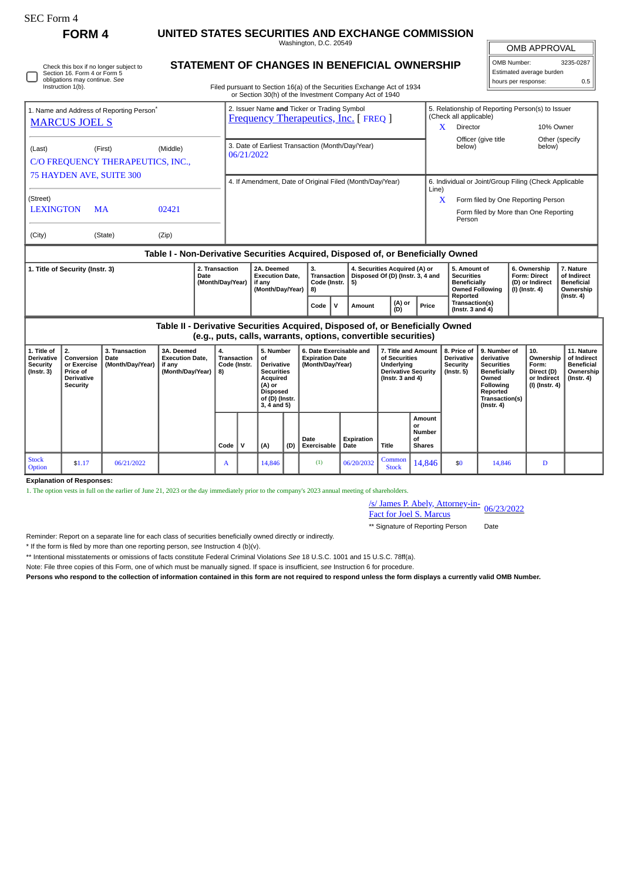SEC Form 4

# FORM 4

# UNITED STATES SECURITIES AND EXCHANGE COMMISSION

Washington, D.C. 20549

## STATEMENT OF CHANGES IN BENEFICIAL OWNERSHIP

Filed pursuant to Section 16(a) of the Securities Exchange Act of 1934 or Section 30(h) of the Investment Company Act of 1940

☐ Check this box if no longer subject to Section 16. Form 4 or Form 5 obligations may continue. *See* Instruction 1(b).

| OMB APPROVAL | |
|---|---|
| OMB Number: | 3235-0287 |
| Estimated average burden | |
| hours per response: | 0.5 |

1. Name and Address of Reporting Person*
MARCUS JOEL S

(Last) (First) (Middle)
C/O FREQUENCY THERAPEUTICS, INC.,
75 HAYDEN AVE, SUITE 300

(Street)
LEXINGTON MA 02421

(City) (State) (Zip)

2. Issuer Name **and** Ticker or Trading Symbol
Frequency Therapeutics, Inc. [ FREQ ]

3. Date of Earliest Transaction (Month/Day/Year)
06/21/2022

4. If Amendment, Date of Original Filed (Month/Day/Year)

5. Relationship of Reporting Person(s) to Issuer (Check all applicable)
X Director
10% Owner
Officer (give title below)
Other (specify below)

6. Individual or Joint/Group Filing (Check Applicable Line)
X Form filed by One Reporting Person
Form filed by More than One Reporting Person

### Table I - Non-Derivative Securities Acquired, Disposed of, or Beneficially Owned

| 1. Title of Security (Instr. 3) | 2. Transaction Date (Month/Day/Year) | 2A. Deemed Execution Date, if any (Month/Day/Year) | 3. Transaction Code (Instr. 8) | | 4. Securities Acquired (A) or Disposed Of (D) (Instr. 3, 4 and 5) | | | 5. Amount of Securities Beneficially Owned Following Reported Transaction(s) (Instr. 3 and 4) | 6. Ownership Form: Direct (D) or Indirect (I) (Instr. 4) | 7. Nature of Indirect Beneficial Ownership (Instr. 4) |
|---|---|---|---|---|---|---|---|---|---|---|
| | | | Code | V | Amount | (A) or (D) | Price | | | |

### Table II - Derivative Securities Acquired, Disposed of, or Beneficially Owned (e.g., puts, calls, warrants, options, convertible securities)

| 1. Title of Derivative Security (Instr. 3) | 2. Conversion or Exercise Price of Derivative Security | 3. Transaction Date (Month/Day/Year) | 3A. Deemed Execution Date, if any (Month/Day/Year) | 4. Transaction Code (Instr. 8) | | 5. Number of Derivative Securities Acquired (A) or Disposed of (D) (Instr. 3, 4 and 5) | | 6. Date Exercisable and Expiration Date (Month/Day/Year) | | 7. Title and Amount of Securities Underlying Derivative Security (Instr. 3 and 4) | | 8. Price of Derivative Security (Instr. 5) | 9. Number of derivative Securities Beneficially Owned Following Reported Transaction(s) (Instr. 4) | 10. Ownership Form: Direct (D) or Indirect (I) (Instr. 4) | 11. Nature of Indirect Beneficial Ownership (Instr. 4) |
|---|---|---|---|---|---|---|---|---|---|---|---|---|---|---|---|
| | | | | Code | V | (A) | (D) | Date Exercisable | Expiration Date | Title | Amount or Number of Shares | | | | |
| Stock Option | $1.17 | 06/21/2022 | | A | | 14,846 | | (1) | 06/20/2032 | Common Stock | 14,846 | $0 | 14,846 | D | |

**Explanation of Responses:**

1. The option vests in full on the earlier of June 21, 2023 or the day immediately prior to the company's 2023 annual meeting of shareholders.

/s/ James P. Abely, Attorney-in-Fact for Joel S. Marcus — 06/23/2022

** Signature of Reporting Person — Date

Reminder: Report on a separate line for each class of securities beneficially owned directly or indirectly.

* If the form is filed by more than one reporting person, *see* Instruction 4 (b)(v).

** Intentional misstatements or omissions of facts constitute Federal Criminal Violations *See* 18 U.S.C. 1001 and 15 U.S.C. 78ff(a).

Note: File three copies of this Form, one of which must be manually signed. If space is insufficient, *see* Instruction 6 for procedure.

**Persons who respond to the collection of information contained in this form are not required to respond unless the form displays a currently valid OMB Number.**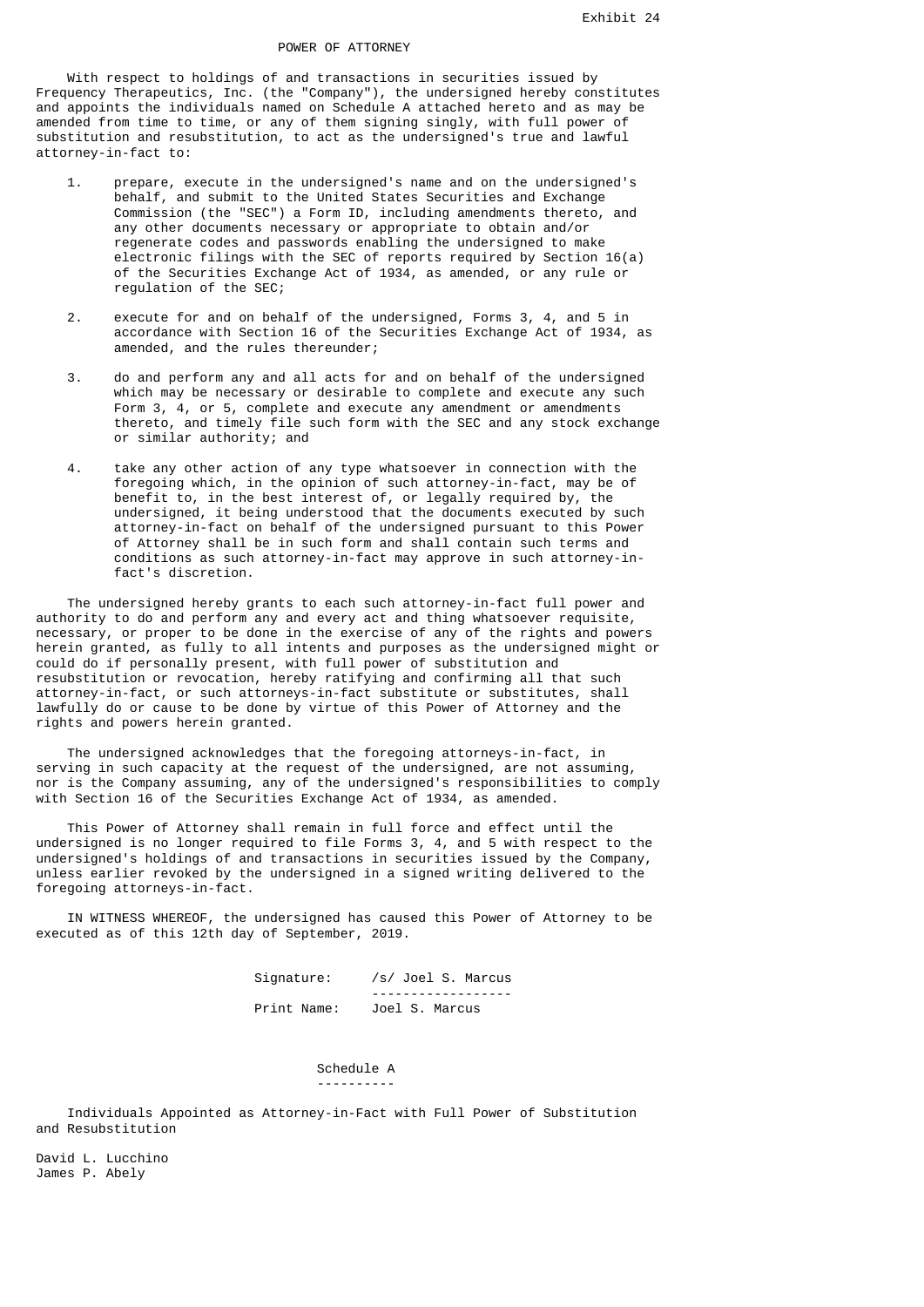Exhibit 24

# POWER OF ATTORNEY

With respect to holdings of and transactions in securities issued by Frequency Therapeutics, Inc. (the "Company"), the undersigned hereby constitutes and appoints the individuals named on Schedule A attached hereto and as may be amended from time to time, or any of them signing singly, with full power of substitution and resubstitution, to act as the undersigned's true and lawful attorney-in-fact to:

1. prepare, execute in the undersigned's name and on the undersigned's behalf, and submit to the United States Securities and Exchange Commission (the "SEC") a Form ID, including amendments thereto, and any other documents necessary or appropriate to obtain and/or regenerate codes and passwords enabling the undersigned to make electronic filings with the SEC of reports required by Section 16(a) of the Securities Exchange Act of 1934, as amended, or any rule or regulation of the SEC;

2. execute for and on behalf of the undersigned, Forms 3, 4, and 5 in accordance with Section 16 of the Securities Exchange Act of 1934, as amended, and the rules thereunder;

3. do and perform any and all acts for and on behalf of the undersigned which may be necessary or desirable to complete and execute any such Form 3, 4, or 5, complete and execute any amendment or amendments thereto, and timely file such form with the SEC and any stock exchange or similar authority; and

4. take any other action of any type whatsoever in connection with the foregoing which, in the opinion of such attorney-in-fact, may be of benefit to, in the best interest of, or legally required by, the undersigned, it being understood that the documents executed by such attorney-in-fact on behalf of the undersigned pursuant to this Power of Attorney shall be in such form and shall contain such terms and conditions as such attorney-in-fact may approve in such attorney-in-fact's discretion.

The undersigned hereby grants to each such attorney-in-fact full power and authority to do and perform any and every act and thing whatsoever requisite, necessary, or proper to be done in the exercise of any of the rights and powers herein granted, as fully to all intents and purposes as the undersigned might or could do if personally present, with full power of substitution and resubstitution or revocation, hereby ratifying and confirming all that such attorney-in-fact, or such attorneys-in-fact substitute or substitutes, shall lawfully do or cause to be done by virtue of this Power of Attorney and the rights and powers herein granted.

The undersigned acknowledges that the foregoing attorneys-in-fact, in serving in such capacity at the request of the undersigned, are not assuming, nor is the Company assuming, any of the undersigned's responsibilities to comply with Section 16 of the Securities Exchange Act of 1934, as amended.

This Power of Attorney shall remain in full force and effect until the undersigned is no longer required to file Forms 3, 4, and 5 with respect to the undersigned's holdings of and transactions in securities issued by the Company, unless earlier revoked by the undersigned in a signed writing delivered to the foregoing attorneys-in-fact.

IN WITNESS WHEREOF, the undersigned has caused this Power of Attorney to be executed as of this 12th day of September, 2019.

Signature: /s/ Joel S. Marcus

Print Name: Joel S. Marcus

## Schedule A

Individuals Appointed as Attorney-in-Fact with Full Power of Substitution and Resubstitution

David L. Lucchino
James P. Abely